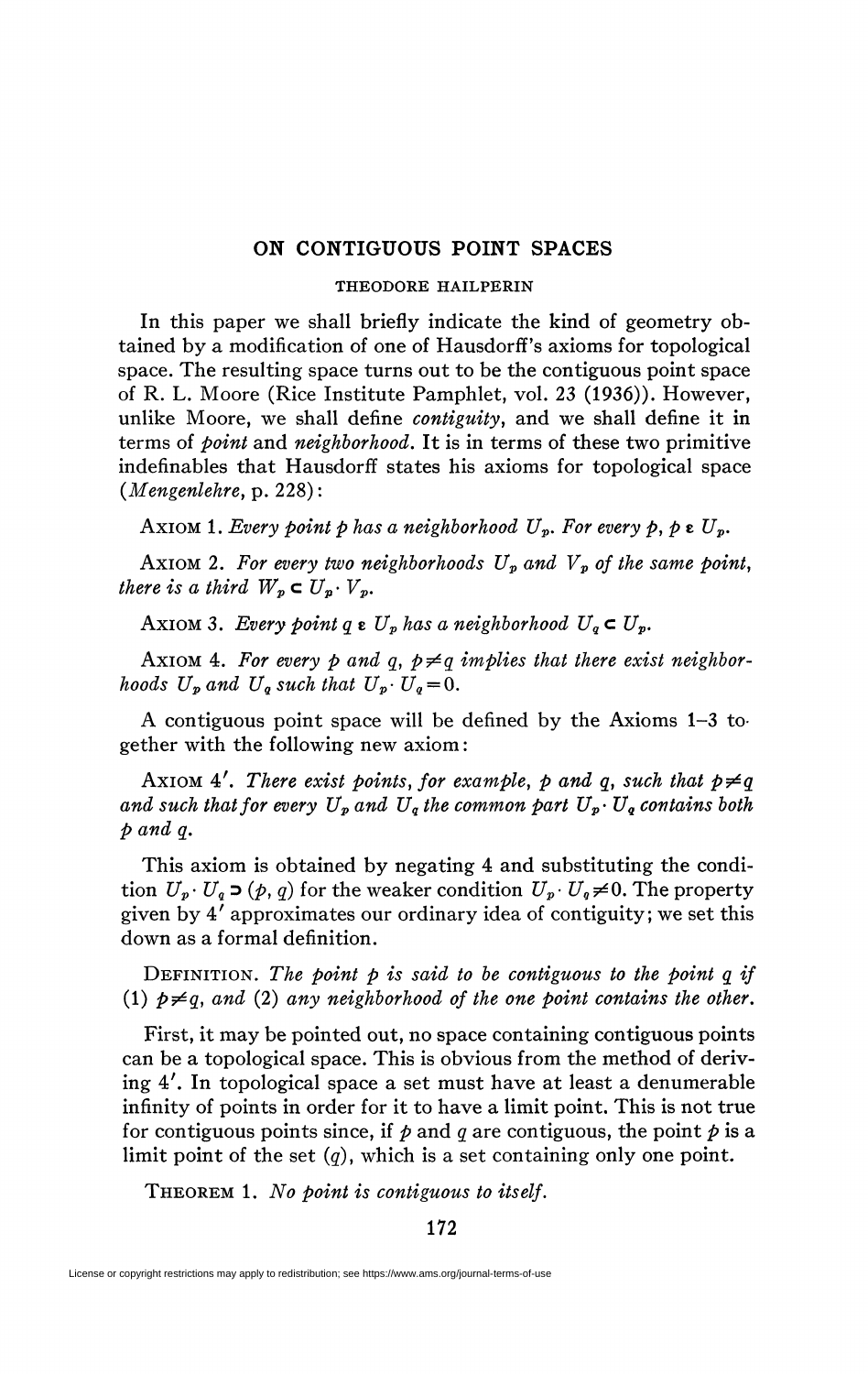# ON CONTIGUOUS POINT SPACES

THEODORE HAILPERIN

In this paper we shall briefly indicate the kind of geometry obtained by a modification of one of Hausdorff's axioms for topological space. The resulting space turns out to be the contiguous point space of R. L. Moore (Rice Institute Pamphlet, vol. 23 (1936)). However, unlike Moore, we shall define *contiguity*, and we shall define it in terms of *point* and *neighborhood*. It is in terms of these two primitive indefinables that Hausdorff states his axioms for topological space (*Mengenlehre*, p. 228):

AXIOM 1. *Every point $p$ has a neighborhood $U_p$. For every $p$, $p \varepsilon U_p$.*

AXIOM 2. *For every two neighborhoods $U_p$ and $V_p$ of the same point, there is a third $W_p \subset U_p \cdot V_p$.*

AXIOM 3. *Every point $q \varepsilon U_p$ has a neighborhood $U_q \subset U_p$.*

AXIOM 4. *For every $p$ and $q$, $p \neq q$ implies that there exist neighborhoods $U_p$ and $U_q$ such that $U_p \cdot U_q = 0$.*

A contiguous point space will be defined by the Axioms 1–3 together with the following new axiom:

AXIOM 4′. *There exist points, for example, $p$ and $q$, such that $p \neq q$ and such that for every $U_p$ and $U_q$ the common part $U_p \cdot U_q$ contains both $p$ and $q$.*

This axiom is obtained by negating 4 and substituting the condition $U_p \cdot U_q \supset (p, q)$ for the weaker condition $U_p \cdot U_q \neq 0$. The property given by 4′ approximates our ordinary idea of contiguity; we set this down as a formal definition.

DEFINITION. *The point $p$ is said to be contiguous to the point $q$ if (1) $p \neq q$, and (2) any neighborhood of the one point contains the other.*

First, it may be pointed out, no space containing contiguous points can be a topological space. This is obvious from the method of deriving 4′. In topological space a set must have at least a denumerable infinity of points in order for it to have a limit point. This is not true for contiguous points since, if $p$ and $q$ are contiguous, the point $p$ is a limit point of the set $(q)$, which is a set containing only one point.

THEOREM 1. *No point is contiguous to itself.*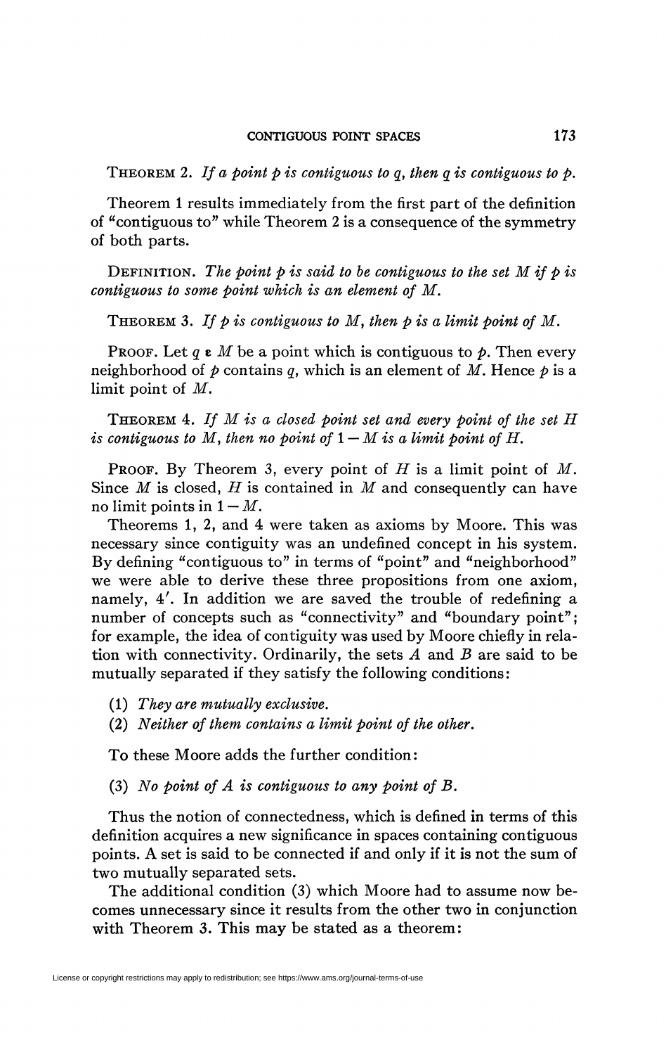**Theorem 2.** *If a point $p$ is contiguous to $q$, then $q$ is contiguous to $p$.*

Theorem 1 results immediately from the first part of the definition of "contiguous to" while Theorem 2 is a consequence of the symmetry of both parts.

**Definition.** *The point $p$ is said to be contiguous to the set $M$ if $p$ is contiguous to some point which is an element of $M$.*

**Theorem 3.** *If $p$ is contiguous to $M$, then $p$ is a limit point of $M$.*

**Proof.** Let $q \in M$ be a point which is contiguous to $p$. Then every neighborhood of $p$ contains $q$, which is an element of $M$. Hence $p$ is a limit point of $M$.

**Theorem 4.** *If $M$ is a closed point set and every point of the set $H$ is contiguous to $M$, then no point of $1-M$ is a limit point of $H$.*

**Proof.** By Theorem 3, every point of $H$ is a limit point of $M$. Since $M$ is closed, $H$ is contained in $M$ and consequently can have no limit points in $1-M$.

Theorems 1, 2, and 4 were taken as axioms by Moore. This was necessary since contiguity was an undefined concept in his system. By defining "contiguous to" in terms of "point" and "neighborhood" we were able to derive these three propositions from one axiom, namely, 4′. In addition we are saved the trouble of redefining a number of concepts such as "connectivity" and "boundary point"; for example, the idea of contiguity was used by Moore chiefly in relation with connectivity. Ordinarily, the sets $A$ and $B$ are said to be mutually separated if they satisfy the following conditions:

(1) *They are mutually exclusive.*

(2) *Neither of them contains a limit point of the other.*

To these Moore adds the further condition:

(3) *No point of $A$ is contiguous to any point of $B$.*

Thus the notion of connectedness, which is defined in terms of this definition acquires a new significance in spaces containing contiguous points. A set is said to be connected if and only if it is not the sum of two mutually separated sets.

The additional condition (3) which Moore had to assume now becomes unnecessary since it results from the other two in conjunction with Theorem 3. This may be stated as a theorem: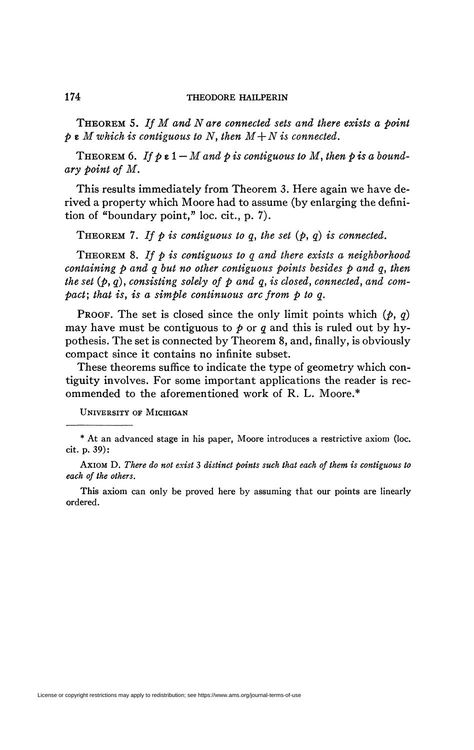**Theorem 5.** *If $M$ and $N$ are connected sets and there exists a point $p \varepsilon M$ which is contiguous to $N$, then $M+N$ is connected.*

**Theorem 6.** *If $p \varepsilon 1-M$ and $p$ is contiguous to $M$, then $p$ is a boundary point of $M$.*

This results immediately from Theorem 3. Here again we have derived a property which Moore had to assume (by enlarging the definition of "boundary point," loc. cit., p. 7).

**Theorem 7.** *If $p$ is contiguous to $q$, the set $(p, q)$ is connected.*

**Theorem 8.** *If $p$ is contiguous to $q$ and there exists a neighborhood containing $p$ and $q$ but no other contiguous points besides $p$ and $q$, then the set $(p, q)$, consisting solely of $p$ and $q$, is closed, connected, and compact; that is, is a simple continuous arc from $p$ to $q$.*

**Proof.** The set is closed since the only limit points which $(p, q)$ may have must be contiguous to $p$ or $q$ and this is ruled out by hypothesis. The set is connected by Theorem 8, and, finally, is obviously compact since it contains no infinite subset.

These theorems suffice to indicate the type of geometry which contiguity involves. For some important applications the reader is recommended to the aforementioned work of R. L. Moore.*

University of Michigan

---

\* At an advanced stage in his paper, Moore introduces a restrictive axiom (loc. cit. p. 39):

Axiom D. *There do not exist* 3 *distinct points such that each of them is contiguous to each of the others.*

This axiom can only be proved here by assuming that our points are linearly ordered.